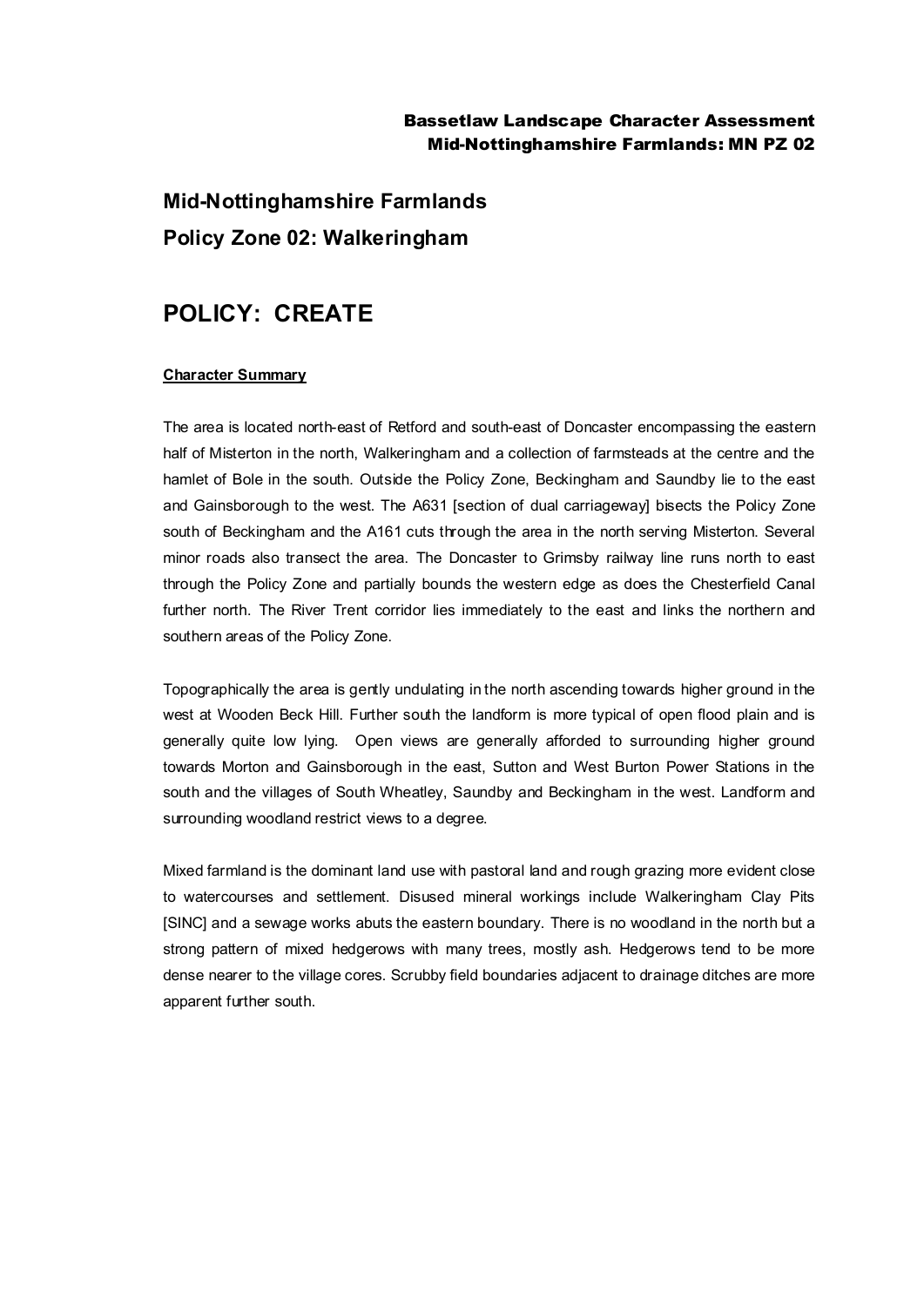# Mid-Nottinghamshire Farmlands

## Policy Zone 02: Walkeringham

# POLICY: CREATE

**Character Summary**

The area is located north-east of Retford and south-east of Doncaster encompassing the eastern half of Misterton in the north, Walkeringham and a collection of farmsteads at the centre and the hamlet of Bole in the south. Outside the Policy Zone, Beckingham and Saundby lie to the east and Gainsborough to the west. The A631 [section of dual carriageway] bisects the Policy Zone south of Beckingham and the A161 cuts through the area in the north serving Misterton. Several minor roads also transect the area. The Doncaster to Grimsby railway line runs north to east through the Policy Zone and partially bounds the western edge as does the Chesterfield Canal further north. The River Trent corridor lies immediately to the east and links the northern and southern areas of the Policy Zone.

Topographically the area is gently undulating in the north ascending towards higher ground in the west at Wooden Beck Hill. Further south the landform is more typical of open flood plain and is generally quite low lying. Open views are generally afforded to surrounding higher ground towards Morton and Gainsborough in the east, Sutton and West Burton Power Stations in the south and the villages of South Wheatley, Saundby and Beckingham in the west. Landform and surrounding woodland restrict views to a degree.

Mixed farmland is the dominant land use with pastoral land and rough grazing more evident close to watercourses and settlement. Disused mineral workings include Walkeringham Clay Pits [SINC] and a sewage works abuts the eastern boundary. There is no woodland in the north but a strong pattern of mixed hedgerows with many trees, mostly ash. Hedgerows tend to be more dense nearer to the village cores. Scrubby field boundaries adjacent to drainage ditches are more apparent further south.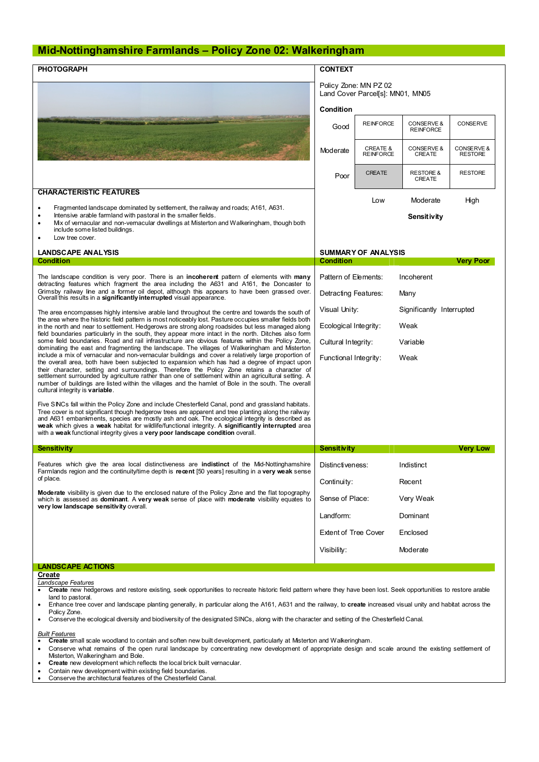# Mid-Nottinghamshire Farmlands – Policy Zone 02: Walkeringham

## PHOTOGRAPH

## CONTEXT

Policy Zone: MN PZ 02
Land Cover Parcel[s]: MN01, MN05

**Condition**

| | | | |
|---|---|---|---|
| Good | REINFORCE | CONSERVE & REINFORCE | CONSERVE |
| Moderate | CREATE & REINFORCE | CONSERVE & CREATE | CONSERVE & RESTORE |
| Poor | CREATE | RESTORE & CREATE | RESTORE |
| | Low | Moderate | High |

**Sensitivity**

## CHARACTERISTIC FEATURES

- Fragmented landscape dominated by settlement, the railway and roads; A161, A631.
- Intensive arable farmland with pastoral in the smaller fields.
- Mix of vernacular and non-vernacular dwellings at Misterton and Walkeringham, though both include some listed buildings.
- Low tree cover.

## LANDSCAPE ANALYSIS

### Condition

The landscape condition is very poor. There is an **incoherent** pattern of elements with **many** detracting features which fragment the area including the A631 and A161, the Doncaster to Grimsby railway line and a former oil depot, although this appears to have been grassed over. Overall this results in a **significantly interrupted** visual appearance.

The area encompasses highly intensive arable land throughout the centre and towards the south of the area where the historic field pattern is most noticeably lost. Pasture occupies smaller fields both in the north and near to settlement. Hedgerows are strong along roadsides but less managed along field boundaries particularly in the south, they appear more intact in the north. Ditches also form some field boundaries. Road and rail infrastructure are obvious features within the Policy Zone, dominating the east and fragmenting the landscape. The villages of Walkeringham and Misterton include a mix of vernacular and non-vernacular buildings and cover a relatively large proportion of the overall area, both have been subjected to expansion which has had a degree of impact upon their character, setting and surroundings. Therefore the Policy Zone retains a character of settlement surrounded by agriculture rather than one of settlement within an agricultural setting. A number of buildings are listed within the villages and the hamlet of Bole in the south. The overall cultural integrity is **variable**.

Five SINCs fall within the Policy Zone and include Chesterfield Canal, pond and grassland habitats. Tree cover is not significant though hedgerow trees are apparent and tree planting along the railway and A631 embankments, species are mostly ash and oak. The ecological integrity is described as **weak** which gives a **weak** habitat for wildlife/functional integrity. A **significantly interrupted** area with a **weak** functional integrity gives a **very poor landscape condition** overall.

## SUMMARY OF ANALYSIS

| Condition | Very Poor |
|---|---|
| Pattern of Elements: | Incoherent |
| Detracting Features: | Many |
| Visual Unity: | Significantly Interrupted |
| Ecological Integrity: | Weak |
| Cultural Integrity: | Variable |
| Functional Integrity: | Weak |

### Sensitivity

Features which give the area local distinctiveness are **indistinct** of the Mid-Nottinghamshire Farmlands region and the continuity/time depth is **recent** [50 years] resulting in a **very weak** sense of place.

**Moderate** visibility is given due to the enclosed nature of the Policy Zone and the flat topography which is assessed as **dominant**. A **very weak** sense of place with **moderate** visibility equates to **very low landscape sensitivity** overall.

| Sensitivity | Very Low |
|---|---|
| Distinctiveness: | Indistinct |
| Continuity: | Recent |
| Sense of Place: | Very Weak |
| Landform: | Dominant |
| Extent of Tree Cover | Enclosed |
| Visibility: | Moderate |

## LANDSCAPE ACTIONS

**Create**

*Landscape Features*

- **Create** new hedgerows and restore existing, seek opportunities to recreate historic field pattern where they have been lost. Seek opportunities to restore arable land to pastoral.
- Enhance tree cover and landscape planting generally, in particular along the A161, A631 and the railway, to **create** increased visual unity and habitat across the Policy Zone.
- Conserve the ecological diversity and biodiversity of the designated SINCs, along with the character and setting of the Chesterfield Canal.

*Built Features*

- **Create** small scale woodland to contain and soften new built development, particularly at Misterton and Walkeringham.
- Conserve what remains of the open rural landscape by concentrating new development of appropriate design and scale around the existing settlement of Misterton, Walkeringham and Bole.
- **Create** new development which reflects the local brick built vernacular.
- Contain new development within existing field boundaries.
- Conserve the architectural features of the Chesterfield Canal.